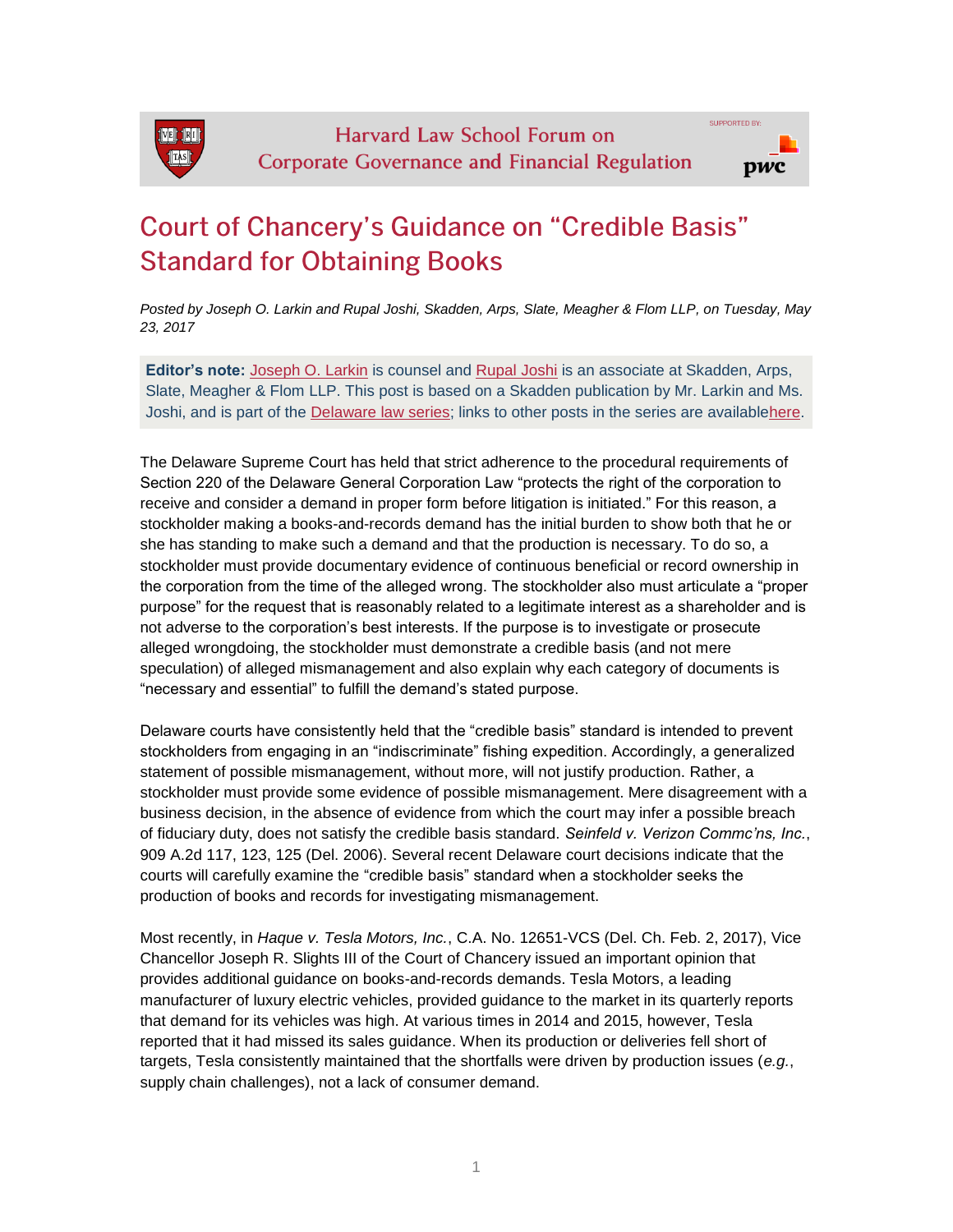Harvard Law School Forum on Corporate Governance and Financial Regulation

# Court of Chancery's Guidance on "Credible Basis" Standard for Obtaining Books

*Posted by Joseph O. Larkin and Rupal Joshi, Skadden, Arps, Slate, Meagher & Flom LLP, on Tuesday, May 23, 2017*

**Editor's note:** Joseph O. Larkin is counsel and Rupal Joshi is an associate at Skadden, Arps, Slate, Meagher & Flom LLP. This post is based on a Skadden publication by Mr. Larkin and Ms. Joshi, and is part of the Delaware law series; links to other posts in the series are availablehere.

The Delaware Supreme Court has held that strict adherence to the procedural requirements of Section 220 of the Delaware General Corporation Law "protects the right of the corporation to receive and consider a demand in proper form before litigation is initiated." For this reason, a stockholder making a books-and-records demand has the initial burden to show both that he or she has standing to make such a demand and that the production is necessary. To do so, a stockholder must provide documentary evidence of continuous beneficial or record ownership in the corporation from the time of the alleged wrong. The stockholder also must articulate a "proper purpose" for the request that is reasonably related to a legitimate interest as a shareholder and is not adverse to the corporation's best interests. If the purpose is to investigate or prosecute alleged wrongdoing, the stockholder must demonstrate a credible basis (and not mere speculation) of alleged mismanagement and also explain why each category of documents is "necessary and essential" to fulfill the demand's stated purpose.

Delaware courts have consistently held that the "credible basis" standard is intended to prevent stockholders from engaging in an "indiscriminate" fishing expedition. Accordingly, a generalized statement of possible mismanagement, without more, will not justify production. Rather, a stockholder must provide some evidence of possible mismanagement. Mere disagreement with a business decision, in the absence of evidence from which the court may infer a possible breach of fiduciary duty, does not satisfy the credible basis standard. *Seinfeld v. Verizon Commc'ns, Inc.*, 909 A.2d 117, 123, 125 (Del. 2006). Several recent Delaware court decisions indicate that the courts will carefully examine the "credible basis" standard when a stockholder seeks the production of books and records for investigating mismanagement.

Most recently, in *Haque v. Tesla Motors, Inc.*, C.A. No. 12651-VCS (Del. Ch. Feb. 2, 2017), Vice Chancellor Joseph R. Slights III of the Court of Chancery issued an important opinion that provides additional guidance on books-and-records demands. Tesla Motors, a leading manufacturer of luxury electric vehicles, provided guidance to the market in its quarterly reports that demand for its vehicles was high. At various times in 2014 and 2015, however, Tesla reported that it had missed its sales guidance. When its production or deliveries fell short of targets, Tesla consistently maintained that the shortfalls were driven by production issues (*e.g.*, supply chain challenges), not a lack of consumer demand.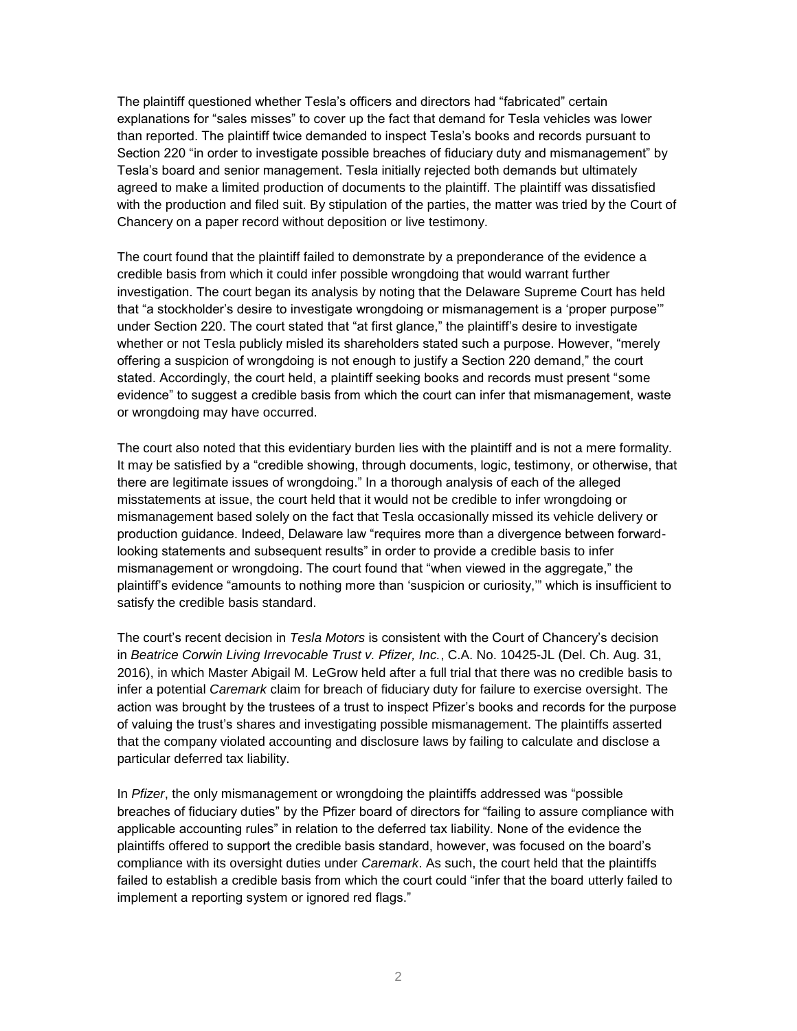The plaintiff questioned whether Tesla's officers and directors had "fabricated" certain explanations for "sales misses" to cover up the fact that demand for Tesla vehicles was lower than reported. The plaintiff twice demanded to inspect Tesla's books and records pursuant to Section 220 "in order to investigate possible breaches of fiduciary duty and mismanagement" by Tesla's board and senior management. Tesla initially rejected both demands but ultimately agreed to make a limited production of documents to the plaintiff. The plaintiff was dissatisfied with the production and filed suit. By stipulation of the parties, the matter was tried by the Court of Chancery on a paper record without deposition or live testimony.

The court found that the plaintiff failed to demonstrate by a preponderance of the evidence a credible basis from which it could infer possible wrongdoing that would warrant further investigation. The court began its analysis by noting that the Delaware Supreme Court has held that "a stockholder's desire to investigate wrongdoing or mismanagement is a 'proper purpose'" under Section 220. The court stated that "at first glance," the plaintiff's desire to investigate whether or not Tesla publicly misled its shareholders stated such a purpose. However, "merely offering a suspicion of wrongdoing is not enough to justify a Section 220 demand," the court stated. Accordingly, the court held, a plaintiff seeking books and records must present "some evidence" to suggest a credible basis from which the court can infer that mismanagement, waste or wrongdoing may have occurred.

The court also noted that this evidentiary burden lies with the plaintiff and is not a mere formality. It may be satisfied by a "credible showing, through documents, logic, testimony, or otherwise, that there are legitimate issues of wrongdoing." In a thorough analysis of each of the alleged misstatements at issue, the court held that it would not be credible to infer wrongdoing or mismanagement based solely on the fact that Tesla occasionally missed its vehicle delivery or production guidance. Indeed, Delaware law "requires more than a divergence between forward-looking statements and subsequent results" in order to provide a credible basis to infer mismanagement or wrongdoing. The court found that "when viewed in the aggregate," the plaintiff's evidence "amounts to nothing more than 'suspicion or curiosity,'" which is insufficient to satisfy the credible basis standard.

The court's recent decision in *Tesla Motors* is consistent with the Court of Chancery's decision in *Beatrice Corwin Living Irrevocable Trust v. Pfizer, Inc.*, C.A. No. 10425-JL (Del. Ch. Aug. 31, 2016), in which Master Abigail M. LeGrow held after a full trial that there was no credible basis to infer a potential *Caremark* claim for breach of fiduciary duty for failure to exercise oversight. The action was brought by the trustees of a trust to inspect Pfizer's books and records for the purpose of valuing the trust's shares and investigating possible mismanagement. The plaintiffs asserted that the company violated accounting and disclosure laws by failing to calculate and disclose a particular deferred tax liability.

In *Pfizer*, the only mismanagement or wrongdoing the plaintiffs addressed was "possible breaches of fiduciary duties" by the Pfizer board of directors for "failing to assure compliance with applicable accounting rules" in relation to the deferred tax liability. None of the evidence the plaintiffs offered to support the credible basis standard, however, was focused on the board's compliance with its oversight duties under *Caremark*. As such, the court held that the plaintiffs failed to establish a credible basis from which the court could "infer that the board utterly failed to implement a reporting system or ignored red flags."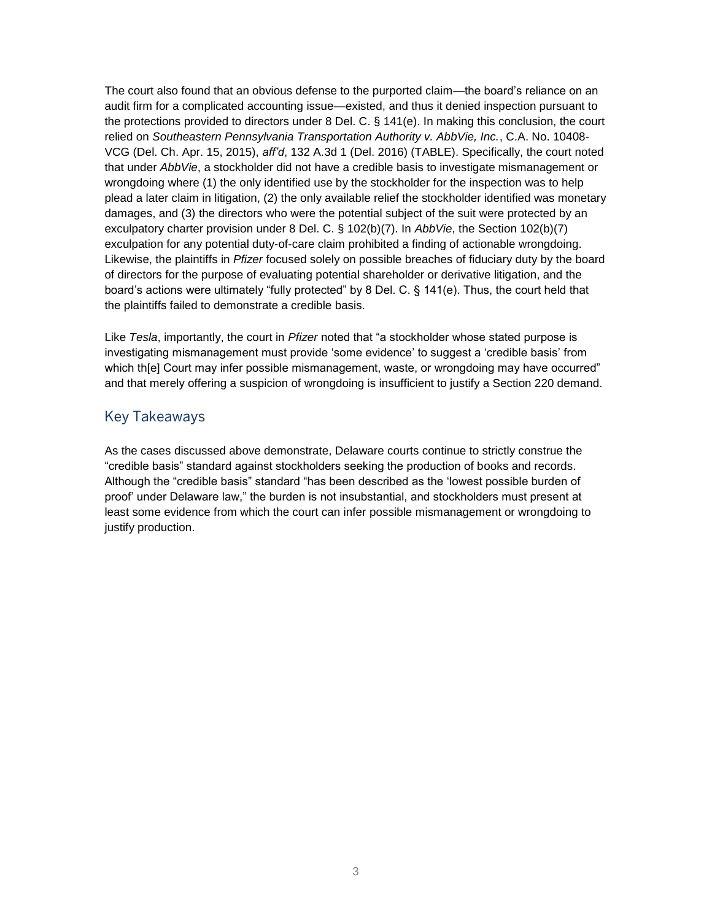The court also found that an obvious defense to the purported claim—the board's reliance on an audit firm for a complicated accounting issue—existed, and thus it denied inspection pursuant to the protections provided to directors under 8 Del. C. § 141(e). In making this conclusion, the court relied on *Southeastern Pennsylvania Transportation Authority v. AbbVie, Inc.*, C.A. No. 10408-VCG (Del. Ch. Apr. 15, 2015), *aff'd*, 132 A.3d 1 (Del. 2016) (TABLE). Specifically, the court noted that under *AbbVie*, a stockholder did not have a credible basis to investigate mismanagement or wrongdoing where (1) the only identified use by the stockholder for the inspection was to help plead a later claim in litigation, (2) the only available relief the stockholder identified was monetary damages, and (3) the directors who were the potential subject of the suit were protected by an exculpatory charter provision under 8 Del. C. § 102(b)(7). In *AbbVie*, the Section 102(b)(7) exculpation for any potential duty-of-care claim prohibited a finding of actionable wrongdoing. Likewise, the plaintiffs in *Pfizer* focused solely on possible breaches of fiduciary duty by the board of directors for the purpose of evaluating potential shareholder or derivative litigation, and the board's actions were ultimately "fully protected" by 8 Del. C. § 141(e). Thus, the court held that the plaintiffs failed to demonstrate a credible basis.

Like *Tesla*, importantly, the court in *Pfizer* noted that "a stockholder whose stated purpose is investigating mismanagement must provide 'some evidence' to suggest a 'credible basis' from which th[e] Court may infer possible mismanagement, waste, or wrongdoing may have occurred" and that merely offering a suspicion of wrongdoing is insufficient to justify a Section 220 demand.

## Key Takeaways

As the cases discussed above demonstrate, Delaware courts continue to strictly construe the "credible basis" standard against stockholders seeking the production of books and records. Although the "credible basis" standard "has been described as the 'lowest possible burden of proof' under Delaware law," the burden is not insubstantial, and stockholders must present at least some evidence from which the court can infer possible mismanagement or wrongdoing to justify production.